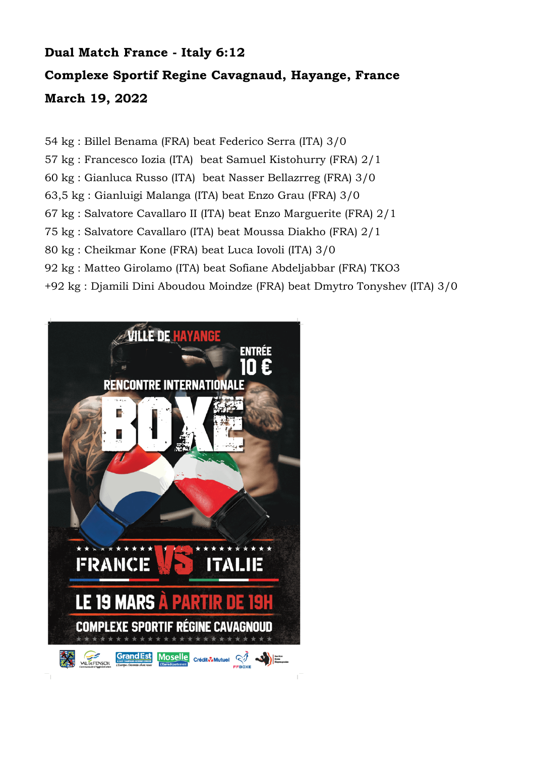**Dual Match France - Italy 6:12**

**Complexe Sportif Regine Cavagnaud, Hayange, France**

**March 19, 2022**

54 kg : Billel Benama (FRA) beat Federico Serra (ITA) 3/0

57 kg : Francesco Iozia (ITA) beat Samuel Kistohurry (FRA) 2/1

60 kg : Gianluca Russo (ITA) beat Nasser Bellazrreg (FRA) 3/0

63,5 kg : Gianluigi Malanga (ITA) beat Enzo Grau (FRA) 3/0

67 kg : Salvatore Cavallaro II (ITA) beat Enzo Marguerite (FRA) 2/1

75 kg : Salvatore Cavallaro (ITA) beat Moussa Diakho (FRA) 2/1

80 kg : Cheikmar Kone (FRA) beat Luca Iovoli (ITA) 3/0

92 kg : Matteo Girolamo (ITA) beat Sofiane Abdeljabbar (FRA) TKO3

+92 kg : Djamili Dini Aboudou Moindze (FRA) beat Dmytro Tonyshev (ITA) 3/0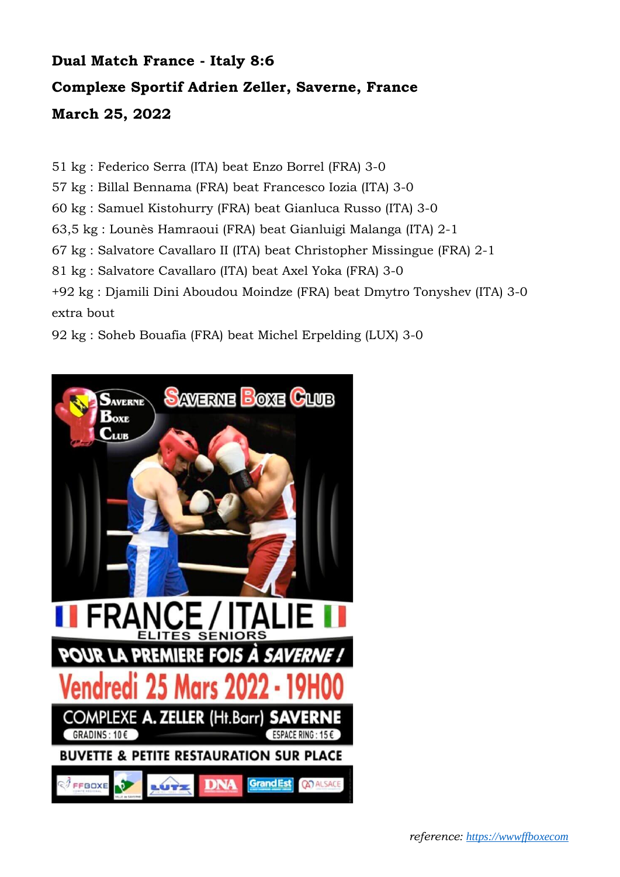**Dual Match France - Italy 8:6**

**Complexe Sportif Adrien Zeller, Saverne, France**

**March 25, 2022**

51 kg : Federico Serra (ITA) beat Enzo Borrel (FRA) 3-0

57 kg : Billal Bennama (FRA) beat Francesco Iozia (ITA) 3-0

60 kg : Samuel Kistohurry (FRA) beat Gianluca Russo (ITA) 3-0

63,5 kg : Lounès Hamraoui (FRA) beat Gianluigi Malanga (ITA) 2-1

67 kg : Salvatore Cavallaro II (ITA) beat Christopher Missingue (FRA) 2-1

81 kg : Salvatore Cavallaro (ITA) beat Axel Yoka (FRA) 3-0

+92 kg : Djamili Dini Aboudou Moindze (FRA) beat Dmytro Tonyshev (ITA) 3-0

extra bout

92 kg : Soheb Bouafia (FRA) beat Michel Erpelding (LUX) 3-0

SAVERNE BOXE CLUB

FRANCE / ITALIE

ELITES SENIORS

POUR LA PREMIERE FOIS À SAVERNE !

Vendredi 25 Mars 2022 - 19H00

COMPLEXE A. ZELLER (Ht.Barr) SAVERNE

GRADINS : 10 €

ESPACE RING : 15 €

BUVETTE & PETITE RESTAURATION SUR PLACE

*reference: https://wwwffboxecom*